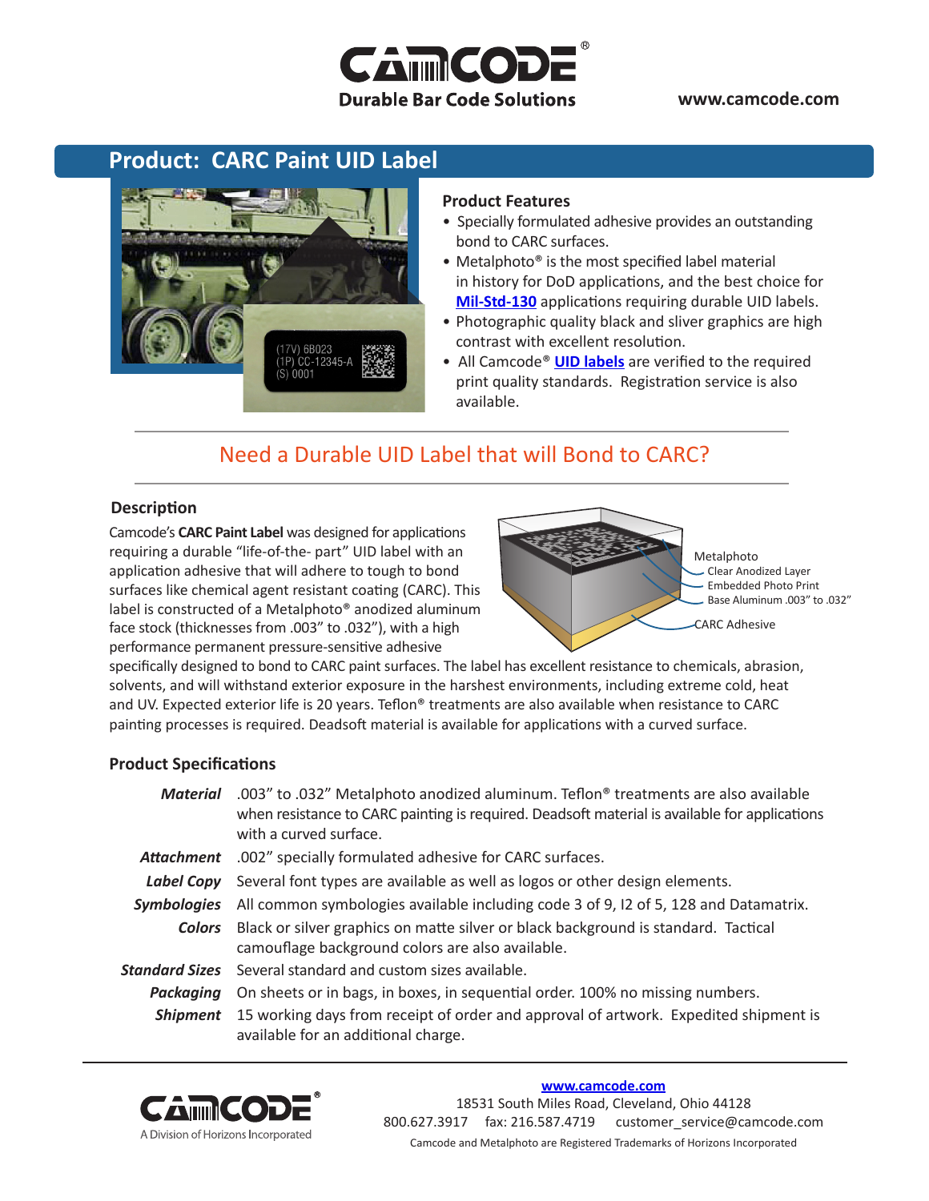# CAMCODE®

**Durable Bar Code Solutions**

www.camcode.com

## Product: CARC Paint UID Label

### Product Features

- Specially formulated adhesive provides an outstanding bond to CARC surfaces.
- Metalphoto® is the most specified label material in history for DoD applications, and the best choice for Mil-Std-130 applications requiring durable UID labels.
- Photographic quality black and sliver graphics are high contrast with excellent resolution.
- All Camcode® UID labels are verified to the required print quality standards. Registration service is also available.

## Need a Durable UID Label that will Bond to CARC?

### Description

Camcode's **CARC Paint Label** was designed for applications requiring a durable "life-of-the- part" UID label with an application adhesive that will adhere to tough to bond surfaces like chemical agent resistant coating (CARC). This label is constructed of a Metalphoto® anodized aluminum face stock (thicknesses from .003" to .032"), with a high performance permanent pressure-sensitive adhesive specifically designed to bond to CARC paint surfaces. The label has excellent resistance to chemicals, abrasion, solvents, and will withstand exterior exposure in the harshest environments, including extreme cold, heat and UV. Expected exterior life is 20 years. Teflon® treatments are also available when resistance to CARC painting processes is required. Deadsoft material is available for applications with a curved surface.

Metalphoto
- Clear Anodized Layer
- Embedded Photo Print
- Base Aluminum .003" to .032"

CARC Adhesive

### Product Specifications

| | |
|---|---|
| ***Material*** | .003" to .032" Metalphoto anodized aluminum. Teflon® treatments are also available when resistance to CARC painting is required. Deadsoft material is available for applications with a curved surface. |
| ***Attachment*** | .002" specially formulated adhesive for CARC surfaces. |
| ***Label Copy*** | Several font types are available as well as logos or other design elements. |
| ***Symbologies*** | All common symbologies available including code 3 of 9, I2 of 5, 128 and Datamatrix. |
| ***Colors*** | Black or silver graphics on matte silver or black background is standard. Tactical camouflage background colors are also available. |
| ***Standard Sizes*** | Several standard and custom sizes available. |
| ***Packaging*** | On sheets or in bags, in boxes, in sequential order. 100% no missing numbers. |
| ***Shipment*** | 15 working days from receipt of order and approval of artwork. Expedited shipment is available for an additional charge. |

CAMCODE®
A Division of Horizons Incorporated

www.camcode.com
18531 South Miles Road, Cleveland, Ohio 44128
800.627.3917 fax: 216.587.4719 customer_service@camcode.com
Camcode and Metalphoto are Registered Trademarks of Horizons Incorporated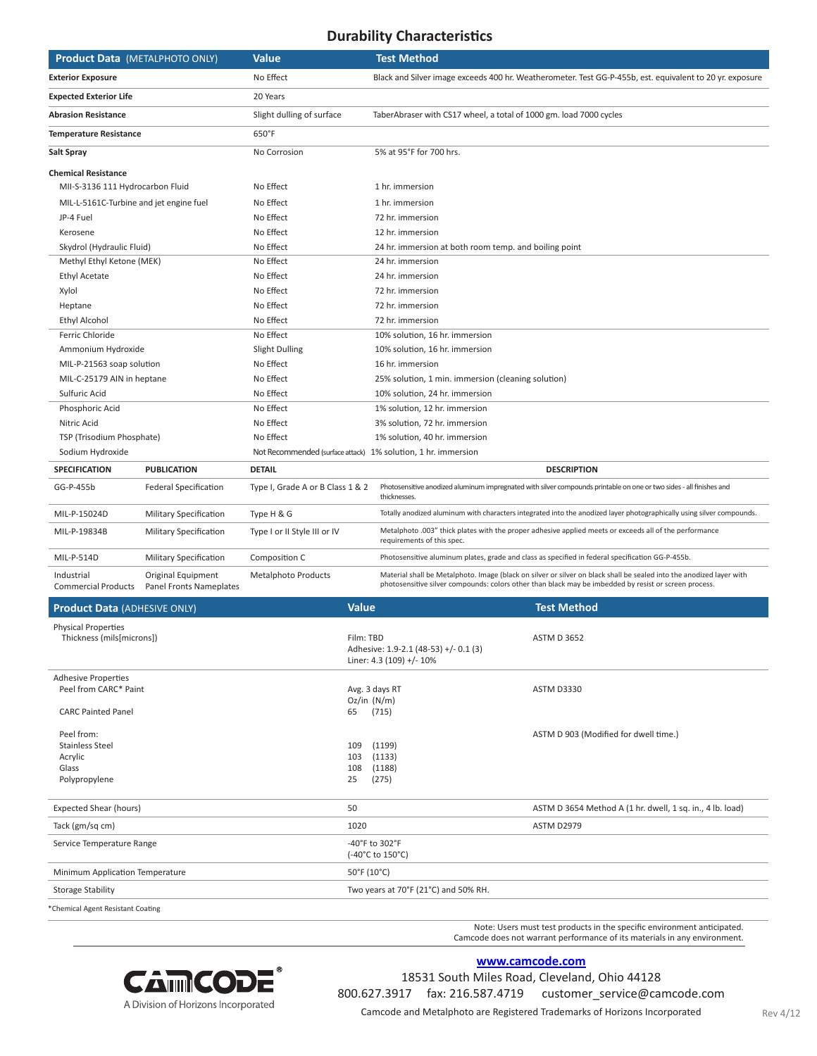## Durability Characteristics

| Product Data (METALPHOTO ONLY) | Value | Test Method |
|---|---|---|
| **Exterior Exposure** | No Effect | Black and Silver image exceeds 400 hr. Weatherometer. Test GG-P-455b, est. equivalent to 20 yr. exposure |
| **Expected Exterior Life** | 20 Years | |
| **Abrasion Resistance** | Slight dulling of surface | TaberAbraser with CS17 wheel, a total of 1000 gm. load 7000 cycles |
| **Temperature Resistance** | 650°F | |
| **Salt Spray** | No Corrosion | 5% at 95°F for 700 hrs. |
| **Chemical Resistance** | | |
| MIl-S-3136 111 Hydrocarbon Fluid | No Effect | 1 hr. immersion |
| MIL-L-5161C-Turbine and jet engine fuel | No Effect | 1 hr. immersion |
| JP-4 Fuel | No Effect | 72 hr. immersion |
| Kerosene | No Effect | 12 hr. immersion |
| Skydrol (Hydraulic Fluid) | No Effect | 24 hr. immersion at both room temp. and boiling point |
| Methyl Ethyl Ketone (MEK) | No Effect | 24 hr. immersion |
| Ethyl Acetate | No Effect | 24 hr. immersion |
| Xylol | No Effect | 72 hr. immersion |
| Heptane | No Effect | 72 hr. immersion |
| Ethyl Alcohol | No Effect | 72 hr. immersion |
| Ferric Chloride | No Effect | 10% solution, 16 hr. immersion |
| Ammonium Hydroxide | Slight Dulling | 10% solution, 16 hr. immersion |
| MIL-P-21563 soap solution | No Effect | 16 hr. immersion |
| MIL-C-25179 AIN in heptane | No Effect | 25% solution, 1 min. immersion (cleaning solution) |
| Sulfuric Acid | No Effect | 10% solution, 24 hr. immersion |
| Phosphoric Acid | No Effect | 1% solution, 12 hr. immersion |
| Nitric Acid | No Effect | 3% solution, 72 hr. immersion |
| TSP (Trisodium Phosphate) | No Effect | 1% solution, 40 hr. immersion |
| Sodium Hydroxide | Not Recommended (surface attack) | 1% solution, 1 hr. immersion |

| SPECIFICATION | PUBLICATION | DETAIL | DESCRIPTION |
|---|---|---|---|
| GG-P-455b | Federal Specification | Type I, Grade A or B Class 1 & 2 | Photosensitive anodized aluminum impregnated with silver compounds printable on one or two sides - all finishes and thicknesses. |
| MIL-P-15024D | Military Specification | Type H & G | Totally anodized aluminum with characters integrated into the anodized layer photographically using silver compounds. |
| MIL-P-19834B | Military Specification | Type I or II Style III or IV | Metalphoto .003" thick plates with the proper adhesive applied meets or exceeds all of the performance requirements of this spec. |
| MIL-P-514D | Military Specification | Composition C | Photosensitive aluminum plates, grade and class as specified in federal specification GG-P-455b. |
| Industrial Commercial Products | Original Equipment Panel Fronts Nameplates | Metalphoto Products | Material shall be Metalphoto. Image (black on silver or silver on black shall be sealed into the anodized layer with photosensitive silver compounds: colors other than black may be imbedded by resist or screen process. |

| Product Data (ADHESIVE ONLY) | Value | Test Method |
|---|---|---|
| Physical Properties<br>Thickness (mils[microns]) | Film: TBD<br>Adhesive: 1.9-2.1 (48-53) +/- 0.1 (3)<br>Liner: 4.3 (109) +/- 10% | ASTM D 3652 |
| Adhesive Properties<br>Peel from CARC* Paint | Avg. 3 days RT<br>Oz/in (N/m) | ASTM D3330 |
| CARC Painted Panel | 65 (715) | |
| Peel from: | | ASTM D 903 (Modified for dwell time.) |
| Stainless Steel | 109 (1199) | |
| Acrylic | 103 (1133) | |
| Glass | 108 (1188) | |
| Polypropylene | 25 (275) | |
| Expected Shear (hours) | 50 | ASTM D 3654 Method A (1 hr. dwell, 1 sq. in., 4 lb. load) |
| Tack (gm/sq cm) | 1020 | ASTM D2979 |
| Service Temperature Range | -40°F to 302°F<br>(-40°C to 150°C) | |
| Minimum Application Temperature | 50°F (10°C) | |
| Storage Stability | Two years at 70°F (21°C) and 50% RH. | |

*Chemical Agent Resistant Coating

Note: Users must test products in the specific environment anticipated.
Camcode does not warrant performance of its materials in any environment.

CAMCODE®
A Division of Horizons Incorporated

www.camcode.com
18531 South Miles Road, Cleveland, Ohio 44128
800.627.3917 fax: 216.587.4719 customer_service@camcode.com
Camcode and Metalphoto are Registered Trademarks of Horizons Incorporated

Rev 4/12